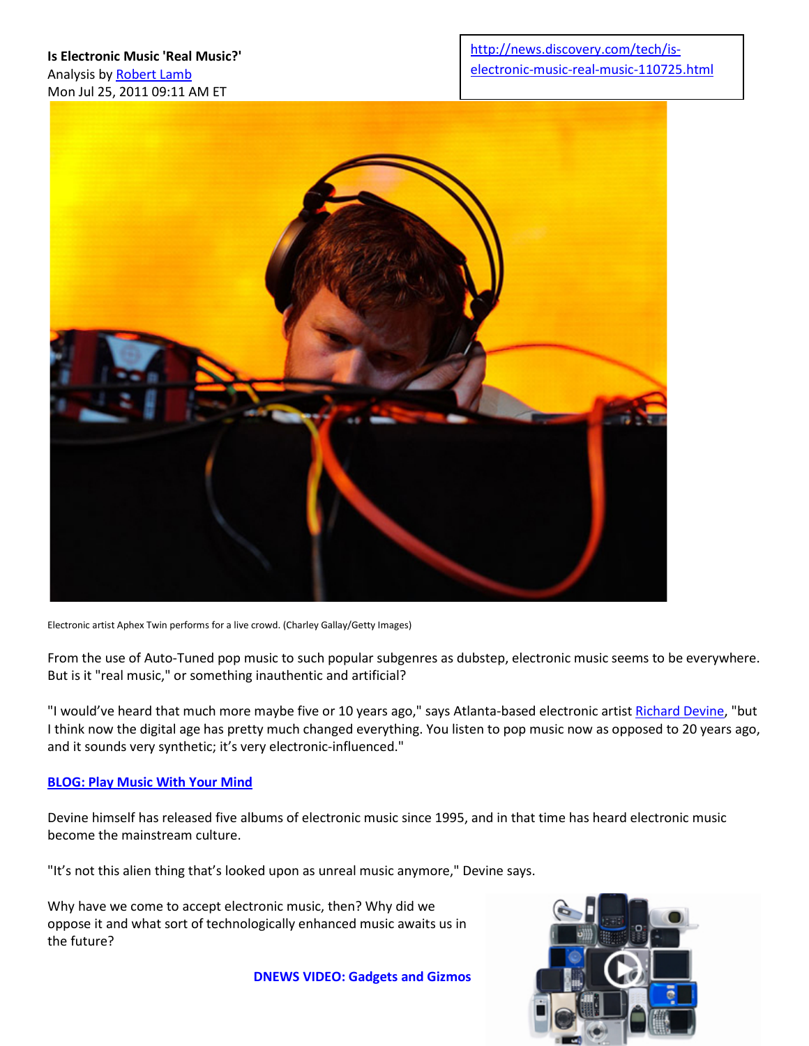**Is Electronic Music 'Real Music?'**
Analysis by [Robert Lamb](#)
Mon Jul 25, 2011 09:11 AM ET

[http://news.discovery.com/tech/is-electronic-music-real-music-110725.html](http://news.discovery.com/tech/is-electronic-music-real-music-110725.html)

Electronic artist Aphex Twin performs for a live crowd. (Charley Gallay/Getty Images)

From the use of Auto-Tuned pop music to such popular subgenres as dubstep, electronic music seems to be everywhere. But is it "real music," or something inauthentic and artificial?

"I would've heard that much more maybe five or 10 years ago," says Atlanta-based electronic artist [Richard Devine](#), "but I think now the digital age has pretty much changed everything. You listen to pop music now as opposed to 20 years ago, and it sounds very synthetic; it's very electronic-influenced."

**[BLOG: Play Music With Your Mind](#)**

Devine himself has released five albums of electronic music since 1995, and in that time has heard electronic music become the mainstream culture.

"It's not this alien thing that's looked upon as unreal music anymore," Devine says.

Why have we come to accept electronic music, then? Why did we oppose it and what sort of technologically enhanced music awaits us in the future?

**[DNEWS VIDEO: Gadgets and Gizmos](#)**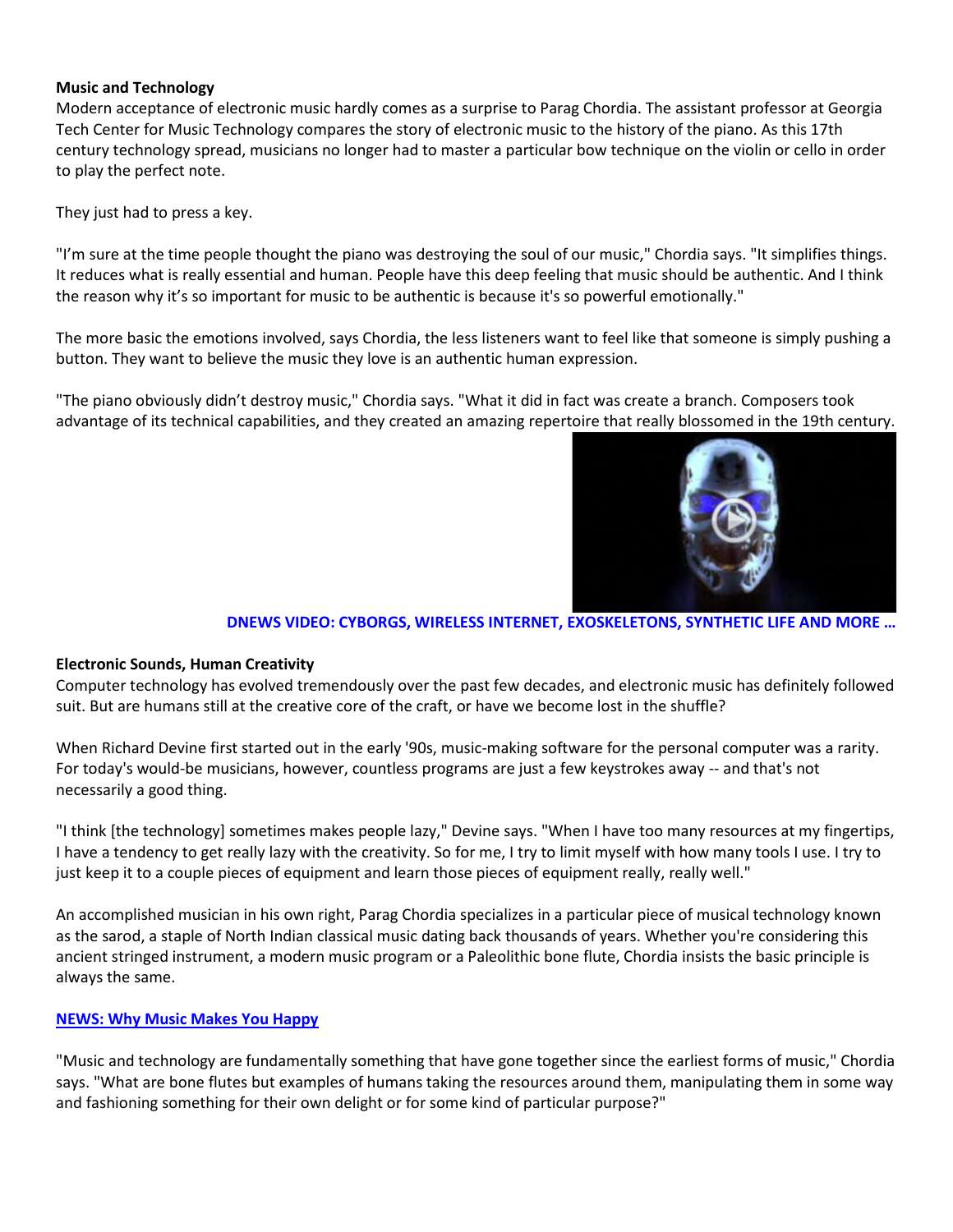**Music and Technology**

Modern acceptance of electronic music hardly comes as a surprise to Parag Chordia. The assistant professor at Georgia Tech Center for Music Technology compares the story of electronic music to the history of the piano. As this 17th century technology spread, musicians no longer had to master a particular bow technique on the violin or cello in order to play the perfect note.

They just had to press a key.

"I'm sure at the time people thought the piano was destroying the soul of our music," Chordia says. "It simplifies things. It reduces what is really essential and human. People have this deep feeling that music should be authentic. And I think the reason why it's so important for music to be authentic is because it's so powerful emotionally."

The more basic the emotions involved, says Chordia, the less listeners want to feel like that someone is simply pushing a button. They want to believe the music they love is an authentic human expression.

"The piano obviously didn't destroy music," Chordia says. "What it did in fact was create a branch. Composers took advantage of its technical capabilities, and they created an amazing repertoire that really blossomed in the 19th century.

**DNEWS VIDEO: CYBORGS, WIRELESS INTERNET, EXOSKELETONS, SYNTHETIC LIFE AND MORE ...**

**Electronic Sounds, Human Creativity**

Computer technology has evolved tremendously over the past few decades, and electronic music has definitely followed suit. But are humans still at the creative core of the craft, or have we become lost in the shuffle?

When Richard Devine first started out in the early '90s, music-making software for the personal computer was a rarity. For today's would-be musicians, however, countless programs are just a few keystrokes away -- and that's not necessarily a good thing.

"I think [the technology] sometimes makes people lazy," Devine says. "When I have too many resources at my fingertips, I have a tendency to get really lazy with the creativity. So for me, I try to limit myself with how many tools I use. I try to just keep it to a couple pieces of equipment and learn those pieces of equipment really, really well."

An accomplished musician in his own right, Parag Chordia specializes in a particular piece of musical technology known as the sarod, a staple of North Indian classical music dating back thousands of years. Whether you're considering this ancient stringed instrument, a modern music program or a Paleolithic bone flute, Chordia insists the basic principle is always the same.

**NEWS: Why Music Makes You Happy**

"Music and technology are fundamentally something that have gone together since the earliest forms of music," Chordia says. "What are bone flutes but examples of humans taking the resources around them, manipulating them in some way and fashioning something for their own delight or for some kind of particular purpose?"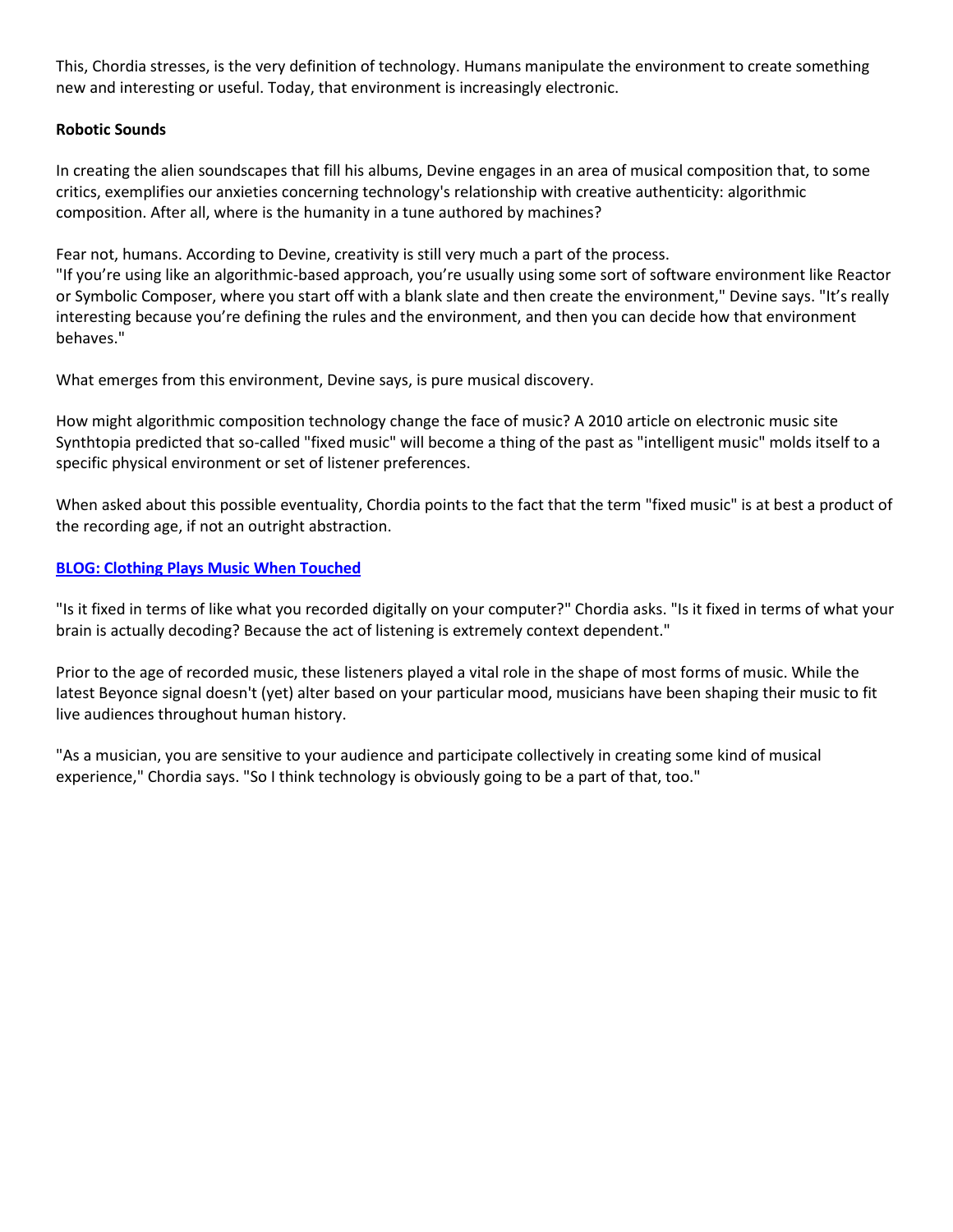This, Chordia stresses, is the very definition of technology. Humans manipulate the environment to create something new and interesting or useful. Today, that environment is increasingly electronic.

**Robotic Sounds**

In creating the alien soundscapes that fill his albums, Devine engages in an area of musical composition that, to some critics, exemplifies our anxieties concerning technology's relationship with creative authenticity: algorithmic composition. After all, where is the humanity in a tune authored by machines?

Fear not, humans. According to Devine, creativity is still very much a part of the process.
"If you're using like an algorithmic-based approach, you're usually using some sort of software environment like Reactor or Symbolic Composer, where you start off with a blank slate and then create the environment," Devine says. "It's really interesting because you're defining the rules and the environment, and then you can decide how that environment behaves."

What emerges from this environment, Devine says, is pure musical discovery.

How might algorithmic composition technology change the face of music? A 2010 article on electronic music site Synthtopia predicted that so-called "fixed music" will become a thing of the past as "intelligent music" molds itself to a specific physical environment or set of listener preferences.

When asked about this possible eventuality, Chordia points to the fact that the term "fixed music" is at best a product of the recording age, if not an outright abstraction.

**BLOG: Clothing Plays Music When Touched**

"Is it fixed in terms of like what you recorded digitally on your computer?" Chordia asks. "Is it fixed in terms of what your brain is actually decoding? Because the act of listening is extremely context dependent."

Prior to the age of recorded music, these listeners played a vital role in the shape of most forms of music. While the latest Beyonce signal doesn't (yet) alter based on your particular mood, musicians have been shaping their music to fit live audiences throughout human history.

"As a musician, you are sensitive to your audience and participate collectively in creating some kind of musical experience," Chordia says. "So I think technology is obviously going to be a part of that, too."